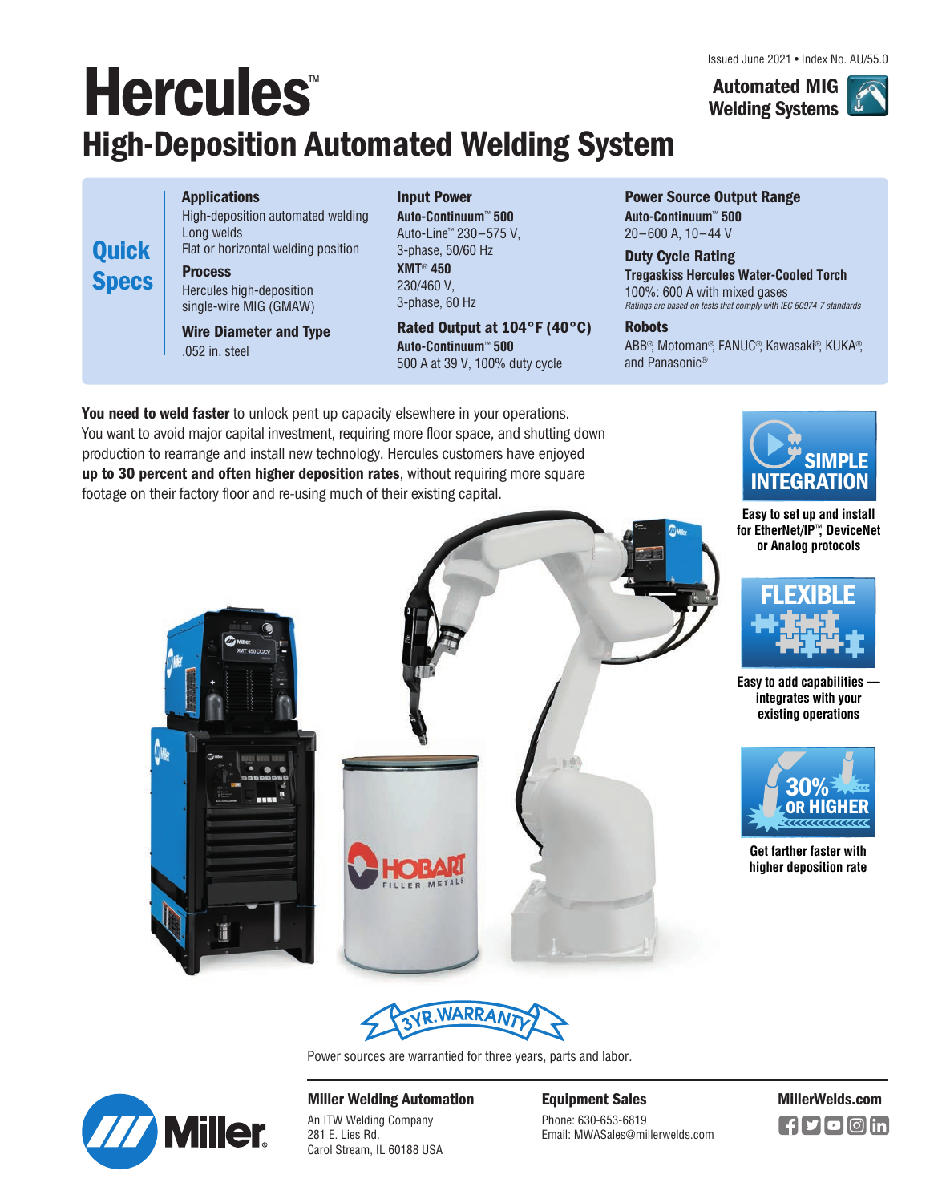Issued June 2021 • Index No. AU/55.0

**Automated MIG Welding Systems**

# Hercules™

## High-Deposition Automated Welding System

## Quick Specs

**Applications**
High-deposition automated welding
Long welds
Flat or horizontal welding position

**Process**
Hercules high-deposition single-wire MIG (GMAW)

**Wire Diameter and Type**
.052 in. steel

**Input Power**
**Auto-Continuum™ 500**
Auto-Line™ 230–575 V, 3-phase, 50/60 Hz
**XMT® 450**
230/460 V, 3-phase, 60 Hz

**Rated Output at 104°F (40°C)**
**Auto-Continuum™ 500**
500 A at 39 V, 100% duty cycle

**Power Source Output Range**
**Auto-Continuum™ 500**
20–600 A, 10–44 V

**Duty Cycle Rating**
**Tregaskiss Hercules Water-Cooled Torch**
100%: 600 A with mixed gases
*Ratings are based on tests that comply with IEC 60974-7 standards*

**Robots**
ABB®, Motoman®, FANUC®, Kawasaki®, KUKA®, and Panasonic®

**You need to weld faster** to unlock pent up capacity elsewhere in your operations. You want to avoid major capital investment, requiring more floor space, and shutting down production to rearrange and install new technology. Hercules customers have enjoyed **up to 30 percent and often higher deposition rates**, without requiring more square footage on their factory floor and re-using much of their existing capital.

**SIMPLE INTEGRATION**
Easy to set up and install for EtherNet/IP™, DeviceNet or Analog protocols

**FLEXIBLE**
Easy to add capabilities — integrates with your existing operations

**30% OR HIGHER**
Get farther faster with higher deposition rate

**3YR. WARRANTY**
Power sources are warrantied for three years, parts and labor.

**Miller Welding Automation**
An ITW Welding Company
281 E. Lies Rd.
Carol Stream, IL 60188 USA

**Equipment Sales**
Phone: 630-653-6819
Email: MWASales@millerwelds.com

**MillerWelds.com**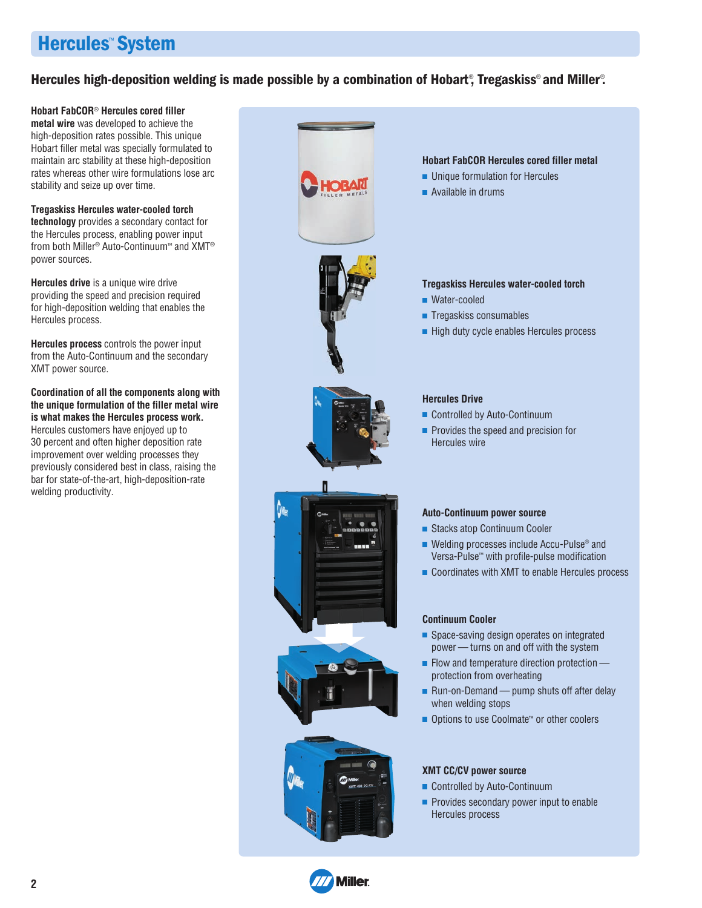# Hercules™ System

## Hercules high-deposition welding is made possible by a combination of Hobart®, Tregaskiss® and Miller®.

**Hobart FabCOR® Hercules cored filler metal wire** was developed to achieve the high-deposition rates possible. This unique Hobart filler metal was specially formulated to maintain arc stability at these high-deposition rates whereas other wire formulations lose arc stability and seize up over time.

**Tregaskiss Hercules water-cooled torch technology** provides a secondary contact for the Hercules process, enabling power input from both Miller® Auto-Continuum™ and XMT® power sources.

**Hercules drive** is a unique wire drive providing the speed and precision required for high-deposition welding that enables the Hercules process.

**Hercules process** controls the power input from the Auto-Continuum and the secondary XMT power source.

**Coordination of all the components along with the unique formulation of the filler metal wire is what makes the Hercules process work.** Hercules customers have enjoyed up to 30 percent and often higher deposition rate improvement over welding processes they previously considered best in class, raising the bar for state-of-the-art, high-deposition-rate welding productivity.

**Hobart FabCOR Hercules cored filler metal**

- Unique formulation for Hercules
- Available in drums

**Tregaskiss Hercules water-cooled torch**

- Water-cooled
- Tregaskiss consumables
- High duty cycle enables Hercules process

**Hercules Drive**

- Controlled by Auto-Continuum
- Provides the speed and precision for Hercules wire

**Auto-Continuum power source**

- Stacks atop Continuum Cooler
- Welding processes include Accu-Pulse® and Versa-Pulse™ with profile-pulse modification
- Coordinates with XMT to enable Hercules process

**Continuum Cooler**

- Space-saving design operates on integrated power — turns on and off with the system
- Flow and temperature direction protection — protection from overheating
- Run-on-Demand — pump shuts off after delay when welding stops
- Options to use Coolmate™ or other coolers

**XMT CC/CV power source**

- Controlled by Auto-Continuum
- Provides secondary power input to enable Hercules process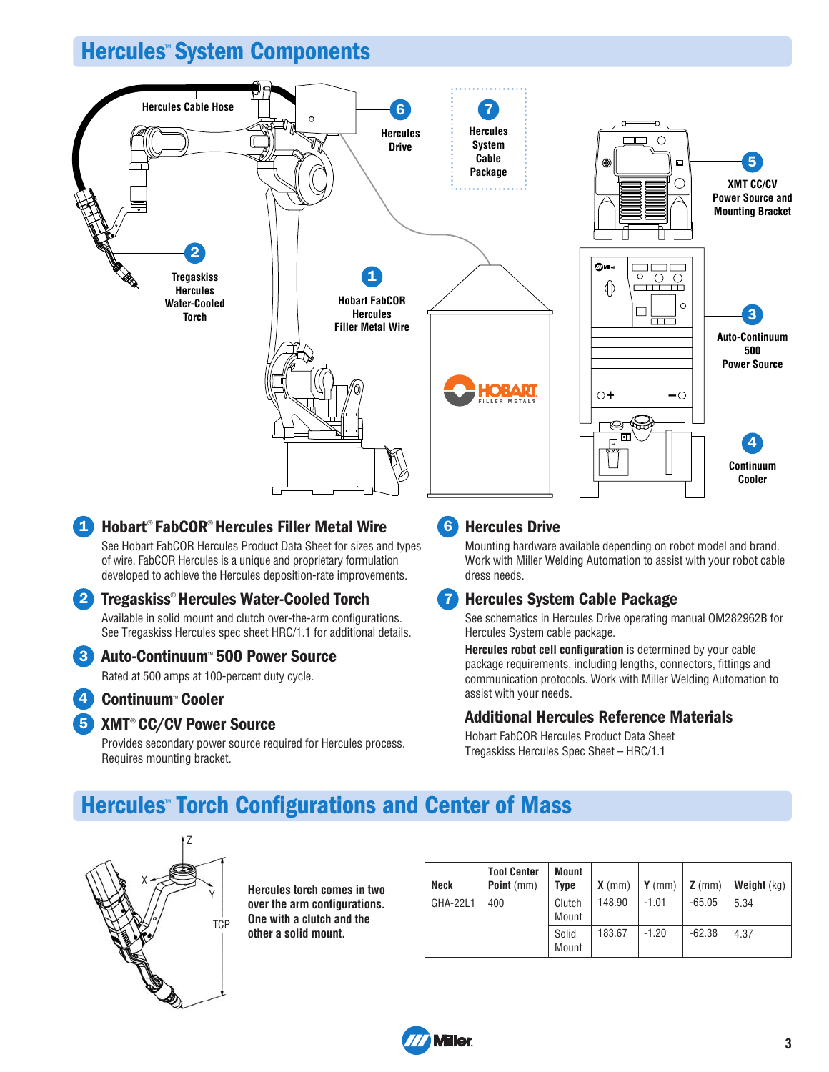## Hercules™ System Components

Hercules Cable Hose

6 Hercules Drive

7 Hercules System Cable Package

5 XMT CC/CV Power Source and Mounting Bracket

2 Tregaskiss Hercules Water-Cooled Torch

1 Hobart FabCOR Hercules Filler Metal Wire

3 Auto-Continuum 500 Power Source

4 Continuum Cooler

### 1 Hobart® FabCOR® Hercules Filler Metal Wire

See Hobart FabCOR Hercules Product Data Sheet for sizes and types of wire. FabCOR Hercules is a unique and proprietary formulation developed to achieve the Hercules deposition-rate improvements.

### 2 Tregaskiss® Hercules Water-Cooled Torch

Available in solid mount and clutch over-the-arm configurations. See Tregaskiss Hercules spec sheet HRC/1.1 for additional details.

### 3 Auto-Continuum™ 500 Power Source

Rated at 500 amps at 100-percent duty cycle.

### 4 Continuum™ Cooler

### 5 XMT® CC/CV Power Source

Provides secondary power source required for Hercules process. Requires mounting bracket.

### 6 Hercules Drive

Mounting hardware available depending on robot model and brand. Work with Miller Welding Automation to assist with your robot cable dress needs.

### 7 Hercules System Cable Package

See schematics in Hercules Drive operating manual OM282962B for Hercules System cable package.

**Hercules robot cell configuration** is determined by your cable package requirements, including lengths, connectors, fittings and communication protocols. Work with Miller Welding Automation to assist with your needs.

### Additional Hercules Reference Materials

Hobart FabCOR Hercules Product Data Sheet
Tregaskiss Hercules Spec Sheet – HRC/1.1

## Hercules™ Torch Configurations and Center of Mass

**Hercules torch comes in two over the arm configurations. One with a clutch and the other a solid mount.**

| Neck | Tool Center Point (mm) | Mount Type | X (mm) | Y (mm) | Z (mm) | Weight (kg) |
|---|---|---|---|---|---|---|
| GHA-22L1 | 400 | Clutch Mount | 148.90 | -1.01 | -65.05 | 5.34 |
| | | Solid Mount | 183.67 | -1.20 | -62.38 | 4.37 |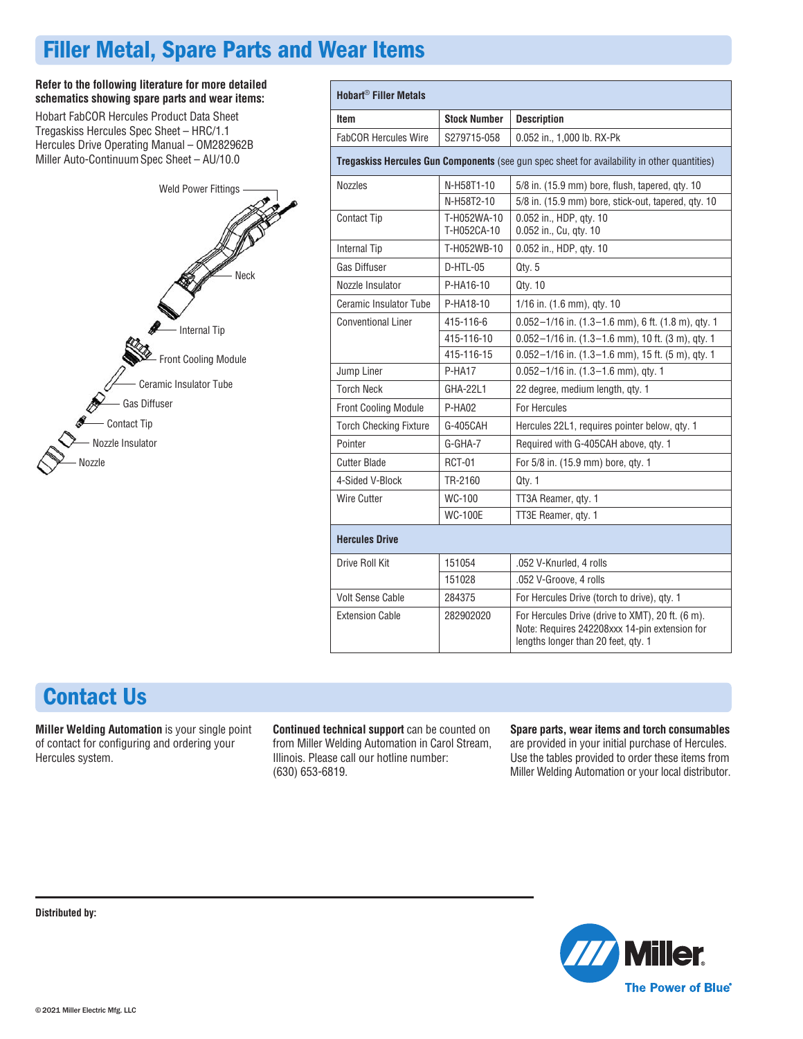# Filler Metal, Spare Parts and Wear Items

**Refer to the following literature for more detailed schematics showing spare parts and wear items:**

Hobart FabCOR Hercules Product Data Sheet
Tregaskiss Hercules Spec Sheet – HRC/1.1
Hercules Drive Operating Manual – OM282962B
Miller Auto-Continuum Spec Sheet – AU/10.0

Weld Power Fittings
Neck
Internal Tip
Front Cooling Module
Ceramic Insulator Tube
Gas Diffuser
Contact Tip
Nozzle Insulator
Nozzle

| **Hobart® Filler Metals** | | |
|---|---|---|
| **Item** | **Stock Number** | **Description** |
| FabCOR Hercules Wire | S279715-058 | 0.052 in., 1,000 lb. RX-Pk |
| **Tregaskiss Hercules Gun Components** (see gun spec sheet for availability in other quantities) | | |
| Nozzles | N-H58T1-10 | 5/8 in. (15.9 mm) bore, flush, tapered, qty. 10 |
| | N-H58T2-10 | 5/8 in. (15.9 mm) bore, stick-out, tapered, qty. 10 |
| Contact Tip | T-H052WA-10<br>T-H052CA-10 | 0.052 in., HDP, qty. 10<br>0.052 in., Cu, qty. 10 |
| Internal Tip | T-H052WB-10 | 0.052 in., HDP, qty. 10 |
| Gas Diffuser | D-HTL-05 | Qty. 5 |
| Nozzle Insulator | P-HA16-10 | Qty. 10 |
| Ceramic Insulator Tube | P-HA18-10 | 1/16 in. (1.6 mm), qty. 10 |
| Conventional Liner | 415-116-6 | 0.052–1/16 in. (1.3–1.6 mm), 6 ft. (1.8 m), qty. 1 |
| | 415-116-10 | 0.052–1/16 in. (1.3–1.6 mm), 10 ft. (3 m), qty. 1 |
| | 415-116-15 | 0.052–1/16 in. (1.3–1.6 mm), 15 ft. (5 m), qty. 1 |
| Jump Liner | P-HA17 | 0.052–1/16 in. (1.3–1.6 mm), qty. 1 |
| Torch Neck | GHA-22L1 | 22 degree, medium length, qty. 1 |
| Front Cooling Module | P-HA02 | For Hercules |
| Torch Checking Fixture | G-405CAH | Hercules 22L1, requires pointer below, qty. 1 |
| Pointer | G-GHA-7 | Required with G-405CAH above, qty. 1 |
| Cutter Blade | RCT-01 | For 5/8 in. (15.9 mm) bore, qty. 1 |
| 4-Sided V-Block | TR-2160 | Qty. 1 |
| Wire Cutter | WC-100 | TT3A Reamer, qty. 1 |
| | WC-100E | TT3E Reamer, qty. 1 |
| **Hercules Drive** | | |
| Drive Roll Kit | 151054 | .052 V-Knurled, 4 rolls |
| | 151028 | .052 V-Groove, 4 rolls |
| Volt Sense Cable | 284375 | For Hercules Drive (torch to drive), qty. 1 |
| Extension Cable | 282902020 | For Hercules Drive (drive to XMT), 20 ft. (6 m). Note: Requires 242208xxx 14-pin extension for lengths longer than 20 feet, qty. 1 |

# Contact Us

**Miller Welding Automation** is your single point of contact for configuring and ordering your Hercules system.

**Continued technical support** can be counted on from Miller Welding Automation in Carol Stream, Illinois. Please call our hotline number: (630) 653-6819.

**Spare parts, wear items and torch consumables** are provided in your initial purchase of Hercules. Use the tables provided to order these items from Miller Welding Automation or your local distributor.

**Distributed by:**

Miller
The Power of Blue®

© 2021 Miller Electric Mfg. LLC